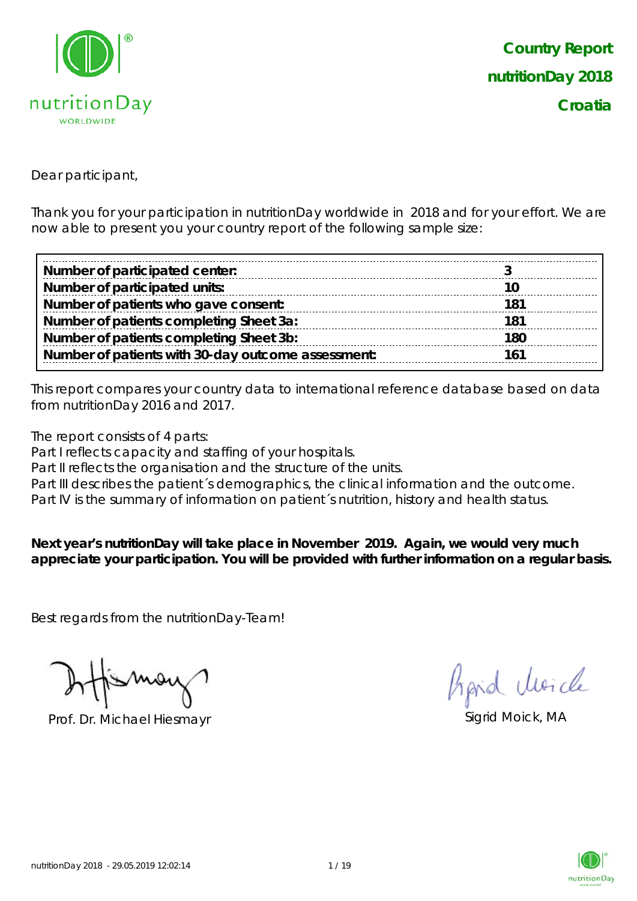# Country Report
## nutritionDay 2018
## Croatia

Dear participant,

Thank you for your participation in nutritionDay worldwide in 2018 and for your effort. We are now able to present you your country report of the following sample size:

| | |
|---|---|
| **Number of participated center:** | **3** |
| **Number of participated units:** | **10** |
| **Number of patients who gave consent:** | **181** |
| **Number of patients completing Sheet 3a:** | **181** |
| **Number of patients completing Sheet 3b:** | **180** |
| **Number of patients with 30-day outcome assessment:** | **161** |

This report compares your country data to international reference database based on data from nutritionDay 2016 and 2017.

The report consists of 4 parts:
Part I reflects capacity and staffing of your hospitals.
Part II reflects the organisation and the structure of the units.
Part III describes the patient´s demographics, the clinical information and the outcome.
Part IV is the summary of information on patient´s nutrition, history and health status.

**Next year's nutritionDay will take place in November 2019. Again, we would very much appreciate your participation. You will be provided with further information on a regular basis.**

Best regards from the nutritionDay-Team!

Prof. Dr. Michael Hiesmayr

Sigrid Moick, MA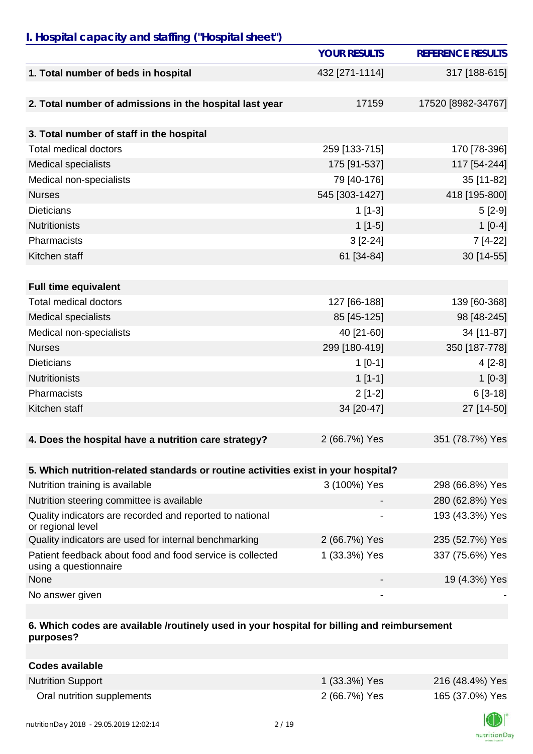## I. Hospital capacity and staffing ("Hospital sheet")

| | YOUR RESULTS | REFERENCE RESULTS |
|---|---|---|
| **1. Total number of beds in hospital** | 432 [271-1114] | 317 [188-615] |
| **2. Total number of admissions in the hospital last year** | 17159 | 17520 [8982-34767] |
| **3. Total number of staff in the hospital** | | |
| Total medical doctors | 259 [133-715] | 170 [78-396] |
| Medical specialists | 175 [91-537] | 117 [54-244] |
| Medical non-specialists | 79 [40-176] | 35 [11-82] |
| Nurses | 545 [303-1427] | 418 [195-800] |
| Dieticians | 1 [1-3] | 5 [2-9] |
| Nutritionists | 1 [1-5] | 1 [0-4] |
| Pharmacists | 3 [2-24] | 7 [4-22] |
| Kitchen staff | 61 [34-84] | 30 [14-55] |
| **Full time equivalent** | | |
| Total medical doctors | 127 [66-188] | 139 [60-368] |
| Medical specialists | 85 [45-125] | 98 [48-245] |
| Medical non-specialists | 40 [21-60] | 34 [11-87] |
| Nurses | 299 [180-419] | 350 [187-778] |
| Dieticians | 1 [0-1] | 4 [2-8] |
| Nutritionists | 1 [1-1] | 1 [0-3] |
| Pharmacists | 2 [1-2] | 6 [3-18] |
| Kitchen staff | 34 [20-47] | 27 [14-50] |
| **4. Does the hospital have a nutrition care strategy?** | 2 (66.7%) Yes | 351 (78.7%) Yes |
| **5. Which nutrition-related standards or routine activities exist in your hospital?** | | |
| Nutrition training is available | 3 (100%) Yes | 298 (66.8%) Yes |
| Nutrition steering committee is available | - | 280 (62.8%) Yes |
| Quality indicators are recorded and reported to national or regional level | - | 193 (43.3%) Yes |
| Quality indicators are used for internal benchmarking | 2 (66.7%) Yes | 235 (52.7%) Yes |
| Patient feedback about food and food service is collected using a questionnaire | 1 (33.3%) Yes | 337 (75.6%) Yes |
| None | - | 19 (4.3%) Yes |
| No answer given | - | - |
| **6. Which codes are available /routinely used in your hospital for billing and reimbursement purposes?** | | |
| **Codes available** | | |
| Nutrition Support | 1 (33.3%) Yes | 216 (48.4%) Yes |
| Oral nutrition supplements | 2 (66.7%) Yes | 165 (37.0%) Yes |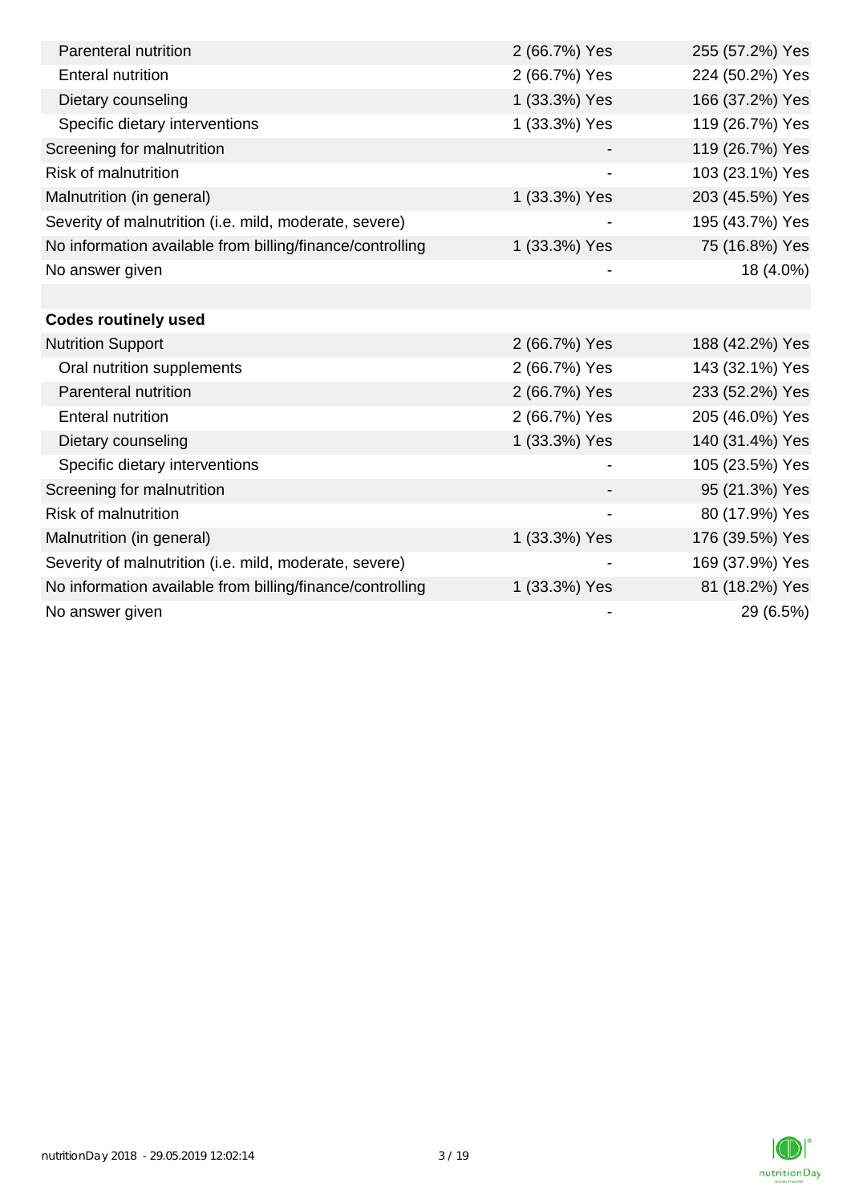| | | |
|---|---|---|
| Parenteral nutrition | 2 (66.7%) Yes | 255 (57.2%) Yes |
| Enteral nutrition | 2 (66.7%) Yes | 224 (50.2%) Yes |
| Dietary counseling | 1 (33.3%) Yes | 166 (37.2%) Yes |
| Specific dietary interventions | 1 (33.3%) Yes | 119 (26.7%) Yes |
| Screening for malnutrition | - | 119 (26.7%) Yes |
| Risk of malnutrition | - | 103 (23.1%) Yes |
| Malnutrition (in general) | 1 (33.3%) Yes | 203 (45.5%) Yes |
| Severity of malnutrition (i.e. mild, moderate, severe) | - | 195 (43.7%) Yes |
| No information available from billing/finance/controlling | 1 (33.3%) Yes | 75 (16.8%) Yes |
| No answer given | - | 18 (4.0%) |
| | | |
| **Codes routinely used** | | |
| Nutrition Support | 2 (66.7%) Yes | 188 (42.2%) Yes |
| Oral nutrition supplements | 2 (66.7%) Yes | 143 (32.1%) Yes |
| Parenteral nutrition | 2 (66.7%) Yes | 233 (52.2%) Yes |
| Enteral nutrition | 2 (66.7%) Yes | 205 (46.0%) Yes |
| Dietary counseling | 1 (33.3%) Yes | 140 (31.4%) Yes |
| Specific dietary interventions | - | 105 (23.5%) Yes |
| Screening for malnutrition | - | 95 (21.3%) Yes |
| Risk of malnutrition | - | 80 (17.9%) Yes |
| Malnutrition (in general) | 1 (33.3%) Yes | 176 (39.5%) Yes |
| Severity of malnutrition (i.e. mild, moderate, severe) | - | 169 (37.9%) Yes |
| No information available from billing/finance/controlling | 1 (33.3%) Yes | 81 (18.2%) Yes |
| No answer given | - | 29 (6.5%) |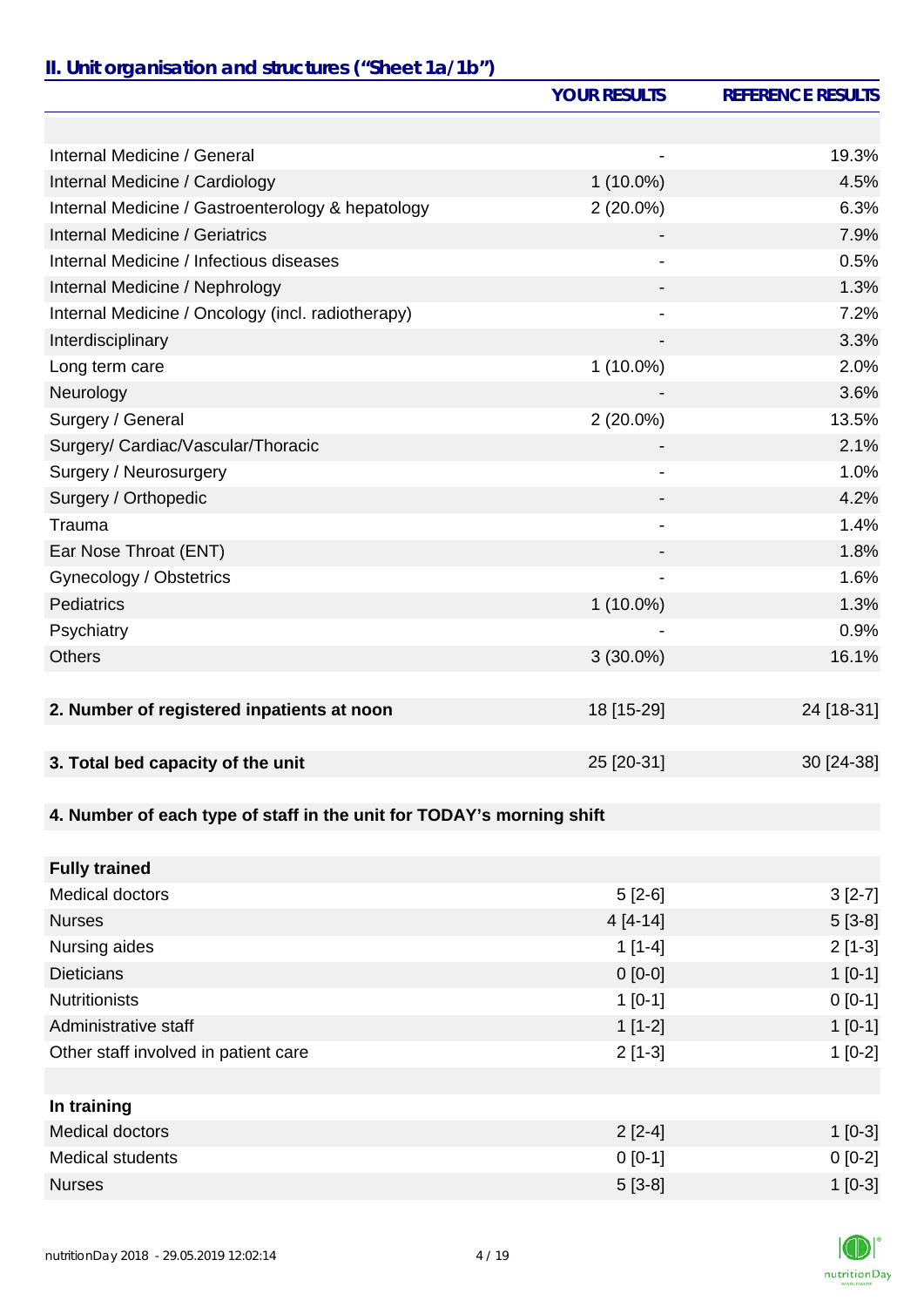## II. Unit organisation and structures ("Sheet 1a/1b")

| | YOUR RESULTS | REFERENCE RESULTS |
|---|---|---|
| | | |
| Internal Medicine / General | - | 19.3% |
| Internal Medicine / Cardiology | 1 (10.0%) | 4.5% |
| Internal Medicine / Gastroenterology & hepatology | 2 (20.0%) | 6.3% |
| Internal Medicine / Geriatrics | - | 7.9% |
| Internal Medicine / Infectious diseases | - | 0.5% |
| Internal Medicine / Nephrology | - | 1.3% |
| Internal Medicine / Oncology (incl. radiotherapy) | - | 7.2% |
| Interdisciplinary | - | 3.3% |
| Long term care | 1 (10.0%) | 2.0% |
| Neurology | - | 3.6% |
| Surgery / General | 2 (20.0%) | 13.5% |
| Surgery/ Cardiac/Vascular/Thoracic | - | 2.1% |
| Surgery / Neurosurgery | - | 1.0% |
| Surgery / Orthopedic | - | 4.2% |
| Trauma | - | 1.4% |
| Ear Nose Throat (ENT) | - | 1.8% |
| Gynecology / Obstetrics | - | 1.6% |
| Pediatrics | 1 (10.0%) | 1.3% |
| Psychiatry | - | 0.9% |
| Others | 3 (30.0%) | 16.1% |
| | | |
| **2. Number of registered inpatients at noon** | 18 [15-29] | 24 [18-31] |
| | | |
| **3. Total bed capacity of the unit** | 25 [20-31] | 30 [24-38] |
| | | |
| **4. Number of each type of staff in the unit for TODAY's morning shift** | | |
| | | |
| **Fully trained** | | |
| Medical doctors | 5 [2-6] | 3 [2-7] |
| Nurses | 4 [4-14] | 5 [3-8] |
| Nursing aides | 1 [1-4] | 2 [1-3] |
| Dieticians | 0 [0-0] | 1 [0-1] |
| Nutritionists | 1 [0-1] | 0 [0-1] |
| Administrative staff | 1 [1-2] | 1 [0-1] |
| Other staff involved in patient care | 2 [1-3] | 1 [0-2] |
| | | |
| **In training** | | |
| Medical doctors | 2 [2-4] | 1 [0-3] |
| Medical students | 0 [0-1] | 0 [0-2] |
| Nurses | 5 [3-8] | 1 [0-3] |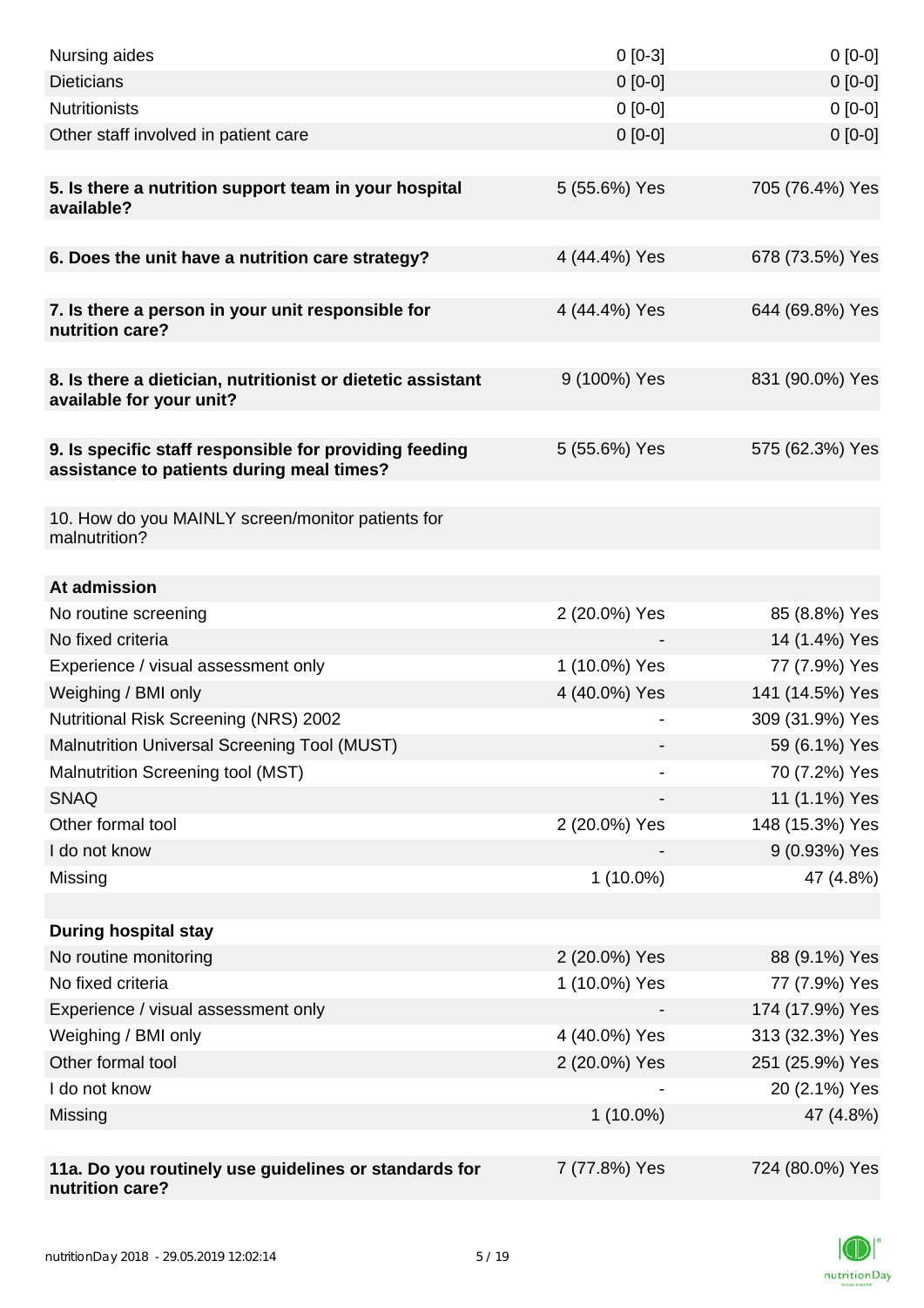| | | |
|---|---|---|
| Nursing aides | 0 [0-3] | 0 [0-0] |
| Dieticians | 0 [0-0] | 0 [0-0] |
| Nutritionists | 0 [0-0] | 0 [0-0] |
| Other staff involved in patient care | 0 [0-0] | 0 [0-0] |
| | | |
| **5. Is there a nutrition support team in your hospital available?** | 5 (55.6%) Yes | 705 (76.4%) Yes |
| | | |
| **6. Does the unit have a nutrition care strategy?** | 4 (44.4%) Yes | 678 (73.5%) Yes |
| | | |
| **7. Is there a person in your unit responsible for nutrition care?** | 4 (44.4%) Yes | 644 (69.8%) Yes |
| | | |
| **8. Is there a dietician, nutritionist or dietetic assistant available for your unit?** | 9 (100%) Yes | 831 (90.0%) Yes |
| | | |
| **9. Is specific staff responsible for providing feeding assistance to patients during meal times?** | 5 (55.6%) Yes | 575 (62.3%) Yes |
| | | |
| 10. How do you MAINLY screen/monitor patients for malnutrition? | | |
| | | |
| **At admission** | | |
| No routine screening | 2 (20.0%) Yes | 85 (8.8%) Yes |
| No fixed criteria | - | 14 (1.4%) Yes |
| Experience / visual assessment only | 1 (10.0%) Yes | 77 (7.9%) Yes |
| Weighing / BMI only | 4 (40.0%) Yes | 141 (14.5%) Yes |
| Nutritional Risk Screening (NRS) 2002 | - | 309 (31.9%) Yes |
| Malnutrition Universal Screening Tool (MUST) | - | 59 (6.1%) Yes |
| Malnutrition Screening tool (MST) | - | 70 (7.2%) Yes |
| SNAQ | - | 11 (1.1%) Yes |
| Other formal tool | 2 (20.0%) Yes | 148 (15.3%) Yes |
| I do not know | - | 9 (0.93%) Yes |
| Missing | 1 (10.0%) | 47 (4.8%) |
| | | |
| **During hospital stay** | | |
| No routine monitoring | 2 (20.0%) Yes | 88 (9.1%) Yes |
| No fixed criteria | 1 (10.0%) Yes | 77 (7.9%) Yes |
| Experience / visual assessment only | - | 174 (17.9%) Yes |
| Weighing / BMI only | 4 (40.0%) Yes | 313 (32.3%) Yes |
| Other formal tool | 2 (20.0%) Yes | 251 (25.9%) Yes |
| I do not know | - | 20 (2.1%) Yes |
| Missing | 1 (10.0%) | 47 (4.8%) |
| | | |
| **11a. Do you routinely use guidelines or standards for nutrition care?** | 7 (77.8%) Yes | 724 (80.0%) Yes |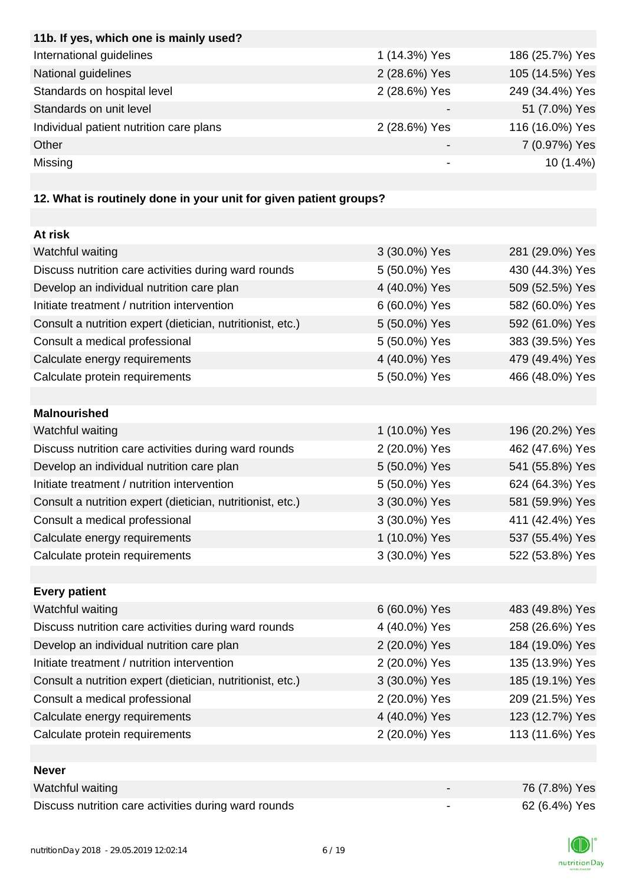| | | |
|---|---|---|
| **11b. If yes, which one is mainly used?** | | |
| International guidelines | 1 (14.3%) Yes | 186 (25.7%) Yes |
| National guidelines | 2 (28.6%) Yes | 105 (14.5%) Yes |
| Standards on hospital level | 2 (28.6%) Yes | 249 (34.4%) Yes |
| Standards on unit level | - | 51 (7.0%) Yes |
| Individual patient nutrition care plans | 2 (28.6%) Yes | 116 (16.0%) Yes |
| Other | - | 7 (0.97%) Yes |
| Missing | - | 10 (1.4%) |

**12. What is routinely done in your unit for given patient groups?**

| | | |
|---|---|---|
| **At risk** | | |
| Watchful waiting | 3 (30.0%) Yes | 281 (29.0%) Yes |
| Discuss nutrition care activities during ward rounds | 5 (50.0%) Yes | 430 (44.3%) Yes |
| Develop an individual nutrition care plan | 4 (40.0%) Yes | 509 (52.5%) Yes |
| Initiate treatment / nutrition intervention | 6 (60.0%) Yes | 582 (60.0%) Yes |
| Consult a nutrition expert (dietician, nutritionist, etc.) | 5 (50.0%) Yes | 592 (61.0%) Yes |
| Consult a medical professional | 5 (50.0%) Yes | 383 (39.5%) Yes |
| Calculate energy requirements | 4 (40.0%) Yes | 479 (49.4%) Yes |
| Calculate protein requirements | 5 (50.0%) Yes | 466 (48.0%) Yes |
| **Malnourished** | | |
| Watchful waiting | 1 (10.0%) Yes | 196 (20.2%) Yes |
| Discuss nutrition care activities during ward rounds | 2 (20.0%) Yes | 462 (47.6%) Yes |
| Develop an individual nutrition care plan | 5 (50.0%) Yes | 541 (55.8%) Yes |
| Initiate treatment / nutrition intervention | 5 (50.0%) Yes | 624 (64.3%) Yes |
| Consult a nutrition expert (dietician, nutritionist, etc.) | 3 (30.0%) Yes | 581 (59.9%) Yes |
| Consult a medical professional | 3 (30.0%) Yes | 411 (42.4%) Yes |
| Calculate energy requirements | 1 (10.0%) Yes | 537 (55.4%) Yes |
| Calculate protein requirements | 3 (30.0%) Yes | 522 (53.8%) Yes |
| **Every patient** | | |
| Watchful waiting | 6 (60.0%) Yes | 483 (49.8%) Yes |
| Discuss nutrition care activities during ward rounds | 4 (40.0%) Yes | 258 (26.6%) Yes |
| Develop an individual nutrition care plan | 2 (20.0%) Yes | 184 (19.0%) Yes |
| Initiate treatment / nutrition intervention | 2 (20.0%) Yes | 135 (13.9%) Yes |
| Consult a nutrition expert (dietician, nutritionist, etc.) | 3 (30.0%) Yes | 185 (19.1%) Yes |
| Consult a medical professional | 2 (20.0%) Yes | 209 (21.5%) Yes |
| Calculate energy requirements | 4 (40.0%) Yes | 123 (12.7%) Yes |
| Calculate protein requirements | 2 (20.0%) Yes | 113 (11.6%) Yes |
| **Never** | | |
| Watchful waiting | - | 76 (7.8%) Yes |
| Discuss nutrition care activities during ward rounds | - | 62 (6.4%) Yes |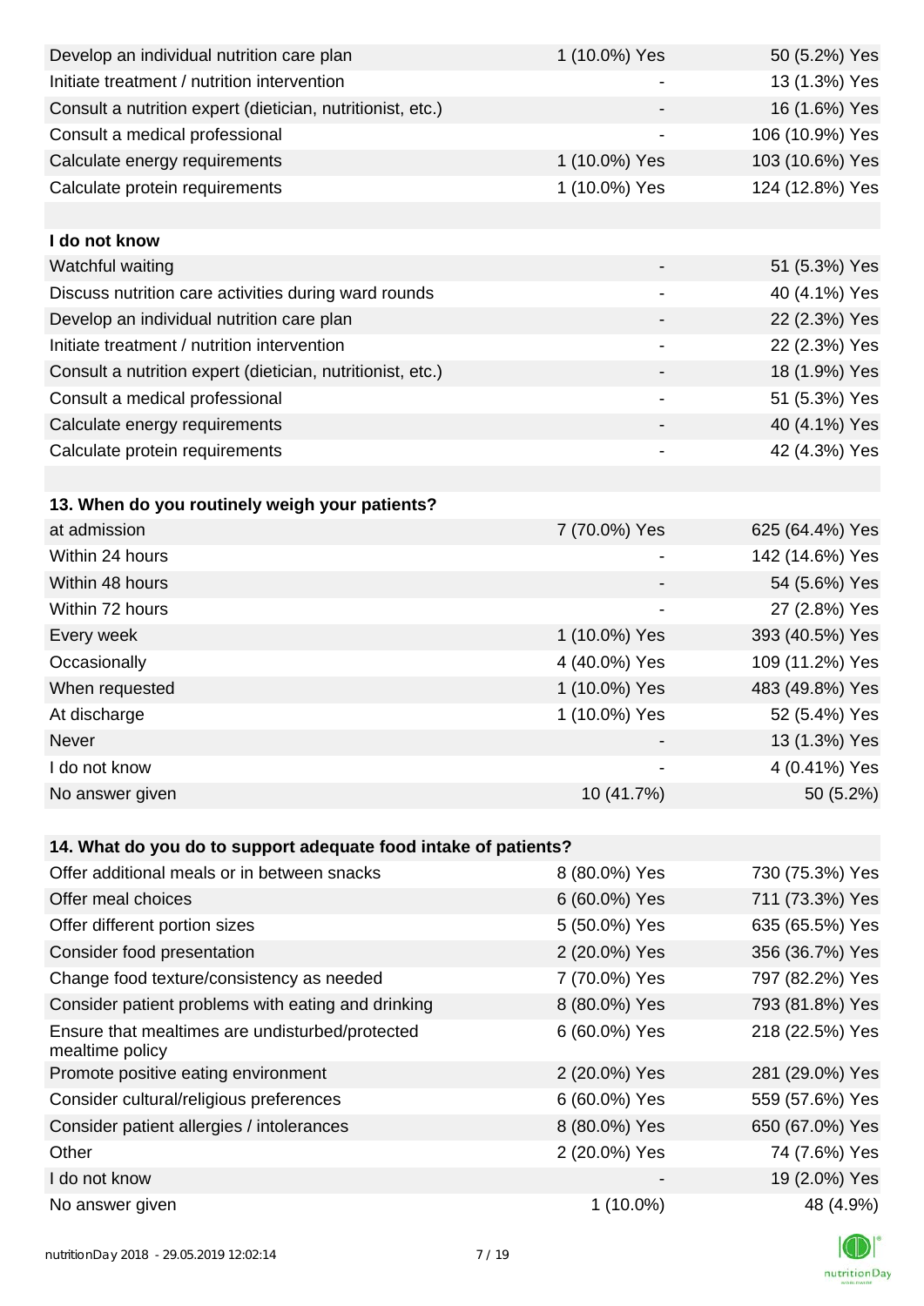| | | |
|---|---|---|
| Develop an individual nutrition care plan | 1 (10.0%) Yes | 50 (5.2%) Yes |
| Initiate treatment / nutrition intervention | - | 13 (1.3%) Yes |
| Consult a nutrition expert (dietician, nutritionist, etc.) | - | 16 (1.6%) Yes |
| Consult a medical professional | - | 106 (10.9%) Yes |
| Calculate energy requirements | 1 (10.0%) Yes | 103 (10.6%) Yes |
| Calculate protein requirements | 1 (10.0%) Yes | 124 (12.8%) Yes |
| | | |
| **I do not know** | | |
| Watchful waiting | - | 51 (5.3%) Yes |
| Discuss nutrition care activities during ward rounds | - | 40 (4.1%) Yes |
| Develop an individual nutrition care plan | - | 22 (2.3%) Yes |
| Initiate treatment / nutrition intervention | - | 22 (2.3%) Yes |
| Consult a nutrition expert (dietician, nutritionist, etc.) | - | 18 (1.9%) Yes |
| Consult a medical professional | - | 51 (5.3%) Yes |
| Calculate energy requirements | - | 40 (4.1%) Yes |
| Calculate protein requirements | - | 42 (4.3%) Yes |

| **13. When do you routinely weigh your patients?** | | |
|---|---|---|
| at admission | 7 (70.0%) Yes | 625 (64.4%) Yes |
| Within 24 hours | - | 142 (14.6%) Yes |
| Within 48 hours | - | 54 (5.6%) Yes |
| Within 72 hours | - | 27 (2.8%) Yes |
| Every week | 1 (10.0%) Yes | 393 (40.5%) Yes |
| Occasionally | 4 (40.0%) Yes | 109 (11.2%) Yes |
| When requested | 1 (10.0%) Yes | 483 (49.8%) Yes |
| At discharge | 1 (10.0%) Yes | 52 (5.4%) Yes |
| Never | - | 13 (1.3%) Yes |
| I do not know | - | 4 (0.41%) Yes |
| No answer given | 10 (41.7%) | 50 (5.2%) |

| **14. What do you do to support adequate food intake of patients?** | | |
|---|---|---|
| Offer additional meals or in between snacks | 8 (80.0%) Yes | 730 (75.3%) Yes |
| Offer meal choices | 6 (60.0%) Yes | 711 (73.3%) Yes |
| Offer different portion sizes | 5 (50.0%) Yes | 635 (65.5%) Yes |
| Consider food presentation | 2 (20.0%) Yes | 356 (36.7%) Yes |
| Change food texture/consistency as needed | 7 (70.0%) Yes | 797 (82.2%) Yes |
| Consider patient problems with eating and drinking | 8 (80.0%) Yes | 793 (81.8%) Yes |
| Ensure that mealtimes are undisturbed/protected mealtime policy | 6 (60.0%) Yes | 218 (22.5%) Yes |
| Promote positive eating environment | 2 (20.0%) Yes | 281 (29.0%) Yes |
| Consider cultural/religious preferences | 6 (60.0%) Yes | 559 (57.6%) Yes |
| Consider patient allergies / intolerances | 8 (80.0%) Yes | 650 (67.0%) Yes |
| Other | 2 (20.0%) Yes | 74 (7.6%) Yes |
| I do not know | - | 19 (2.0%) Yes |
| No answer given | 1 (10.0%) | 48 (4.9%) |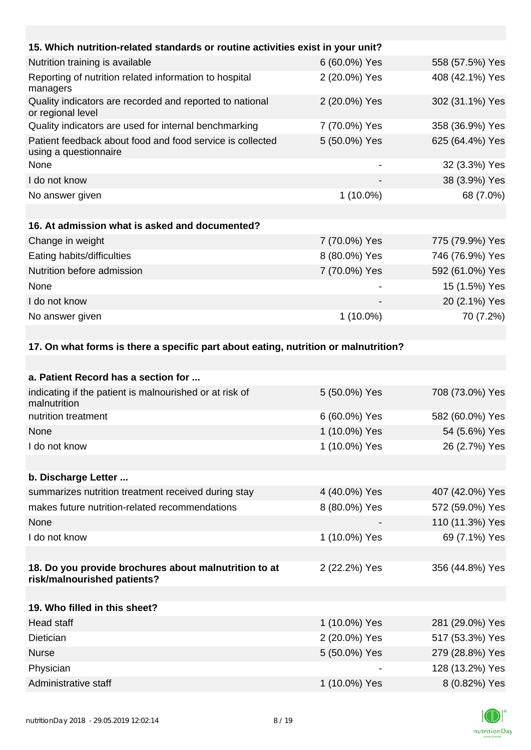| | | |
|---|---|---|
| **15. Which nutrition-related standards or routine activities exist in your unit?** | | |
| Nutrition training is available | 6 (60.0%) Yes | 558 (57.5%) Yes |
| Reporting of nutrition related information to hospital managers | 2 (20.0%) Yes | 408 (42.1%) Yes |
| Quality indicators are recorded and reported to national or regional level | 2 (20.0%) Yes | 302 (31.1%) Yes |
| Quality indicators are used for internal benchmarking | 7 (70.0%) Yes | 358 (36.9%) Yes |
| Patient feedback about food and food service is collected using a questionnaire | 5 (50.0%) Yes | 625 (64.4%) Yes |
| None | - | 32 (3.3%) Yes |
| I do not know | - | 38 (3.9%) Yes |
| No answer given | 1 (10.0%) | 68 (7.0%) |

| | | |
|---|---|---|
| **16. At admission what is asked and documented?** | | |
| Change in weight | 7 (70.0%) Yes | 775 (79.9%) Yes |
| Eating habits/difficulties | 8 (80.0%) Yes | 746 (76.9%) Yes |
| Nutrition before admission | 7 (70.0%) Yes | 592 (61.0%) Yes |
| None | - | 15 (1.5%) Yes |
| I do not know | - | 20 (2.1%) Yes |
| No answer given | 1 (10.0%) | 70 (7.2%) |

**17. On what forms is there a specific part about eating, nutrition or malnutrition?**

| | | |
|---|---|---|
| **a. Patient Record has a section for ...** | | |
| indicating if the patient is malnourished or at risk of malnutrition | 5 (50.0%) Yes | 708 (73.0%) Yes |
| nutrition treatment | 6 (60.0%) Yes | 582 (60.0%) Yes |
| None | 1 (10.0%) Yes | 54 (5.6%) Yes |
| I do not know | 1 (10.0%) Yes | 26 (2.7%) Yes |

| | | |
|---|---|---|
| **b. Discharge Letter ...** | | |
| summarizes nutrition treatment received during stay | 4 (40.0%) Yes | 407 (42.0%) Yes |
| makes future nutrition-related recommendations | 8 (80.0%) Yes | 572 (59.0%) Yes |
| None | - | 110 (11.3%) Yes |
| I do not know | 1 (10.0%) Yes | 69 (7.1%) Yes |

| | | |
|---|---|---|
| **18. Do you provide brochures about malnutrition to at risk/malnourished patients?** | 2 (22.2%) Yes | 356 (44.8%) Yes |

| | | |
|---|---|---|
| **19. Who filled in this sheet?** | | |
| Head staff | 1 (10.0%) Yes | 281 (29.0%) Yes |
| Dietician | 2 (20.0%) Yes | 517 (53.3%) Yes |
| Nurse | 5 (50.0%) Yes | 279 (28.8%) Yes |
| Physician | - | 128 (13.2%) Yes |
| Administrative staff | 1 (10.0%) Yes | 8 (0.82%) Yes |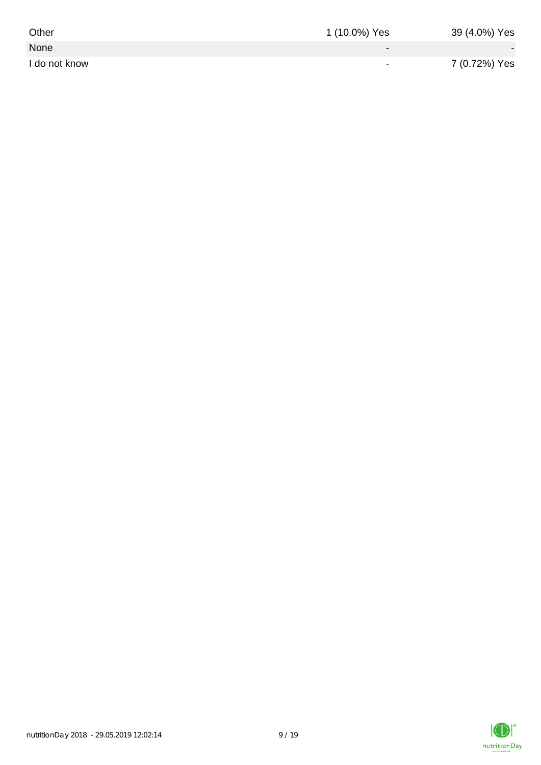| | | |
|---|---|---|
| Other | 1 (10.0%) Yes | 39 (4.0%) Yes |
| None | - | - |
| I do not know | - | 7 (0.72%) Yes |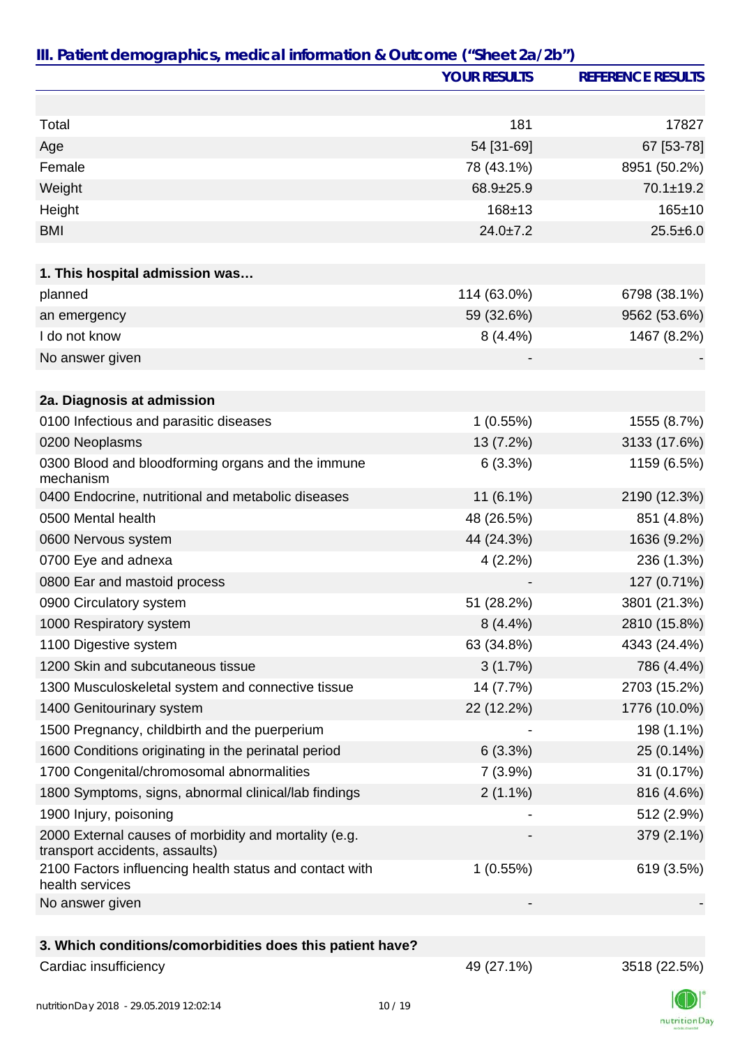## III. Patient demographics, medical information & Outcome ("Sheet 2a/2b")

| | YOUR RESULTS | REFERENCE RESULTS |
|---|---|---|
| Total | 181 | 17827 |
| Age | 54 [31-69] | 67 [53-78] |
| Female | 78 (43.1%) | 8951 (50.2%) |
| Weight | 68.9±25.9 | 70.1±19.2 |
| Height | 168±13 | 165±10 |
| BMI | 24.0±7.2 | 25.5±6.0 |
| **1. This hospital admission was…** | | |
| planned | 114 (63.0%) | 6798 (38.1%) |
| an emergency | 59 (32.6%) | 9562 (53.6%) |
| I do not know | 8 (4.4%) | 1467 (8.2%) |
| No answer given | - | - |
| **2a. Diagnosis at admission** | | |
| 0100 Infectious and parasitic diseases | 1 (0.55%) | 1555 (8.7%) |
| 0200 Neoplasms | 13 (7.2%) | 3133 (17.6%) |
| 0300 Blood and bloodforming organs and the immune mechanism | 6 (3.3%) | 1159 (6.5%) |
| 0400 Endocrine, nutritional and metabolic diseases | 11 (6.1%) | 2190 (12.3%) |
| 0500 Mental health | 48 (26.5%) | 851 (4.8%) |
| 0600 Nervous system | 44 (24.3%) | 1636 (9.2%) |
| 0700 Eye and adnexa | 4 (2.2%) | 236 (1.3%) |
| 0800 Ear and mastoid process | - | 127 (0.71%) |
| 0900 Circulatory system | 51 (28.2%) | 3801 (21.3%) |
| 1000 Respiratory system | 8 (4.4%) | 2810 (15.8%) |
| 1100 Digestive system | 63 (34.8%) | 4343 (24.4%) |
| 1200 Skin and subcutaneous tissue | 3 (1.7%) | 786 (4.4%) |
| 1300 Musculoskeletal system and connective tissue | 14 (7.7%) | 2703 (15.2%) |
| 1400 Genitourinary system | 22 (12.2%) | 1776 (10.0%) |
| 1500 Pregnancy, childbirth and the puerperium | - | 198 (1.1%) |
| 1600 Conditions originating in the perinatal period | 6 (3.3%) | 25 (0.14%) |
| 1700 Congenital/chromosomal abnormalities | 7 (3.9%) | 31 (0.17%) |
| 1800 Symptoms, signs, abnormal clinical/lab findings | 2 (1.1%) | 816 (4.6%) |
| 1900 Injury, poisoning | - | 512 (2.9%) |
| 2000 External causes of morbidity and mortality (e.g. transport accidents, assaults) | - | 379 (2.1%) |
| 2100 Factors influencing health status and contact with health services | 1 (0.55%) | 619 (3.5%) |
| No answer given | - | - |
| **3. Which conditions/comorbidities does this patient have?** | | |
| Cardiac insufficiency | 49 (27.1%) | 3518 (22.5%) |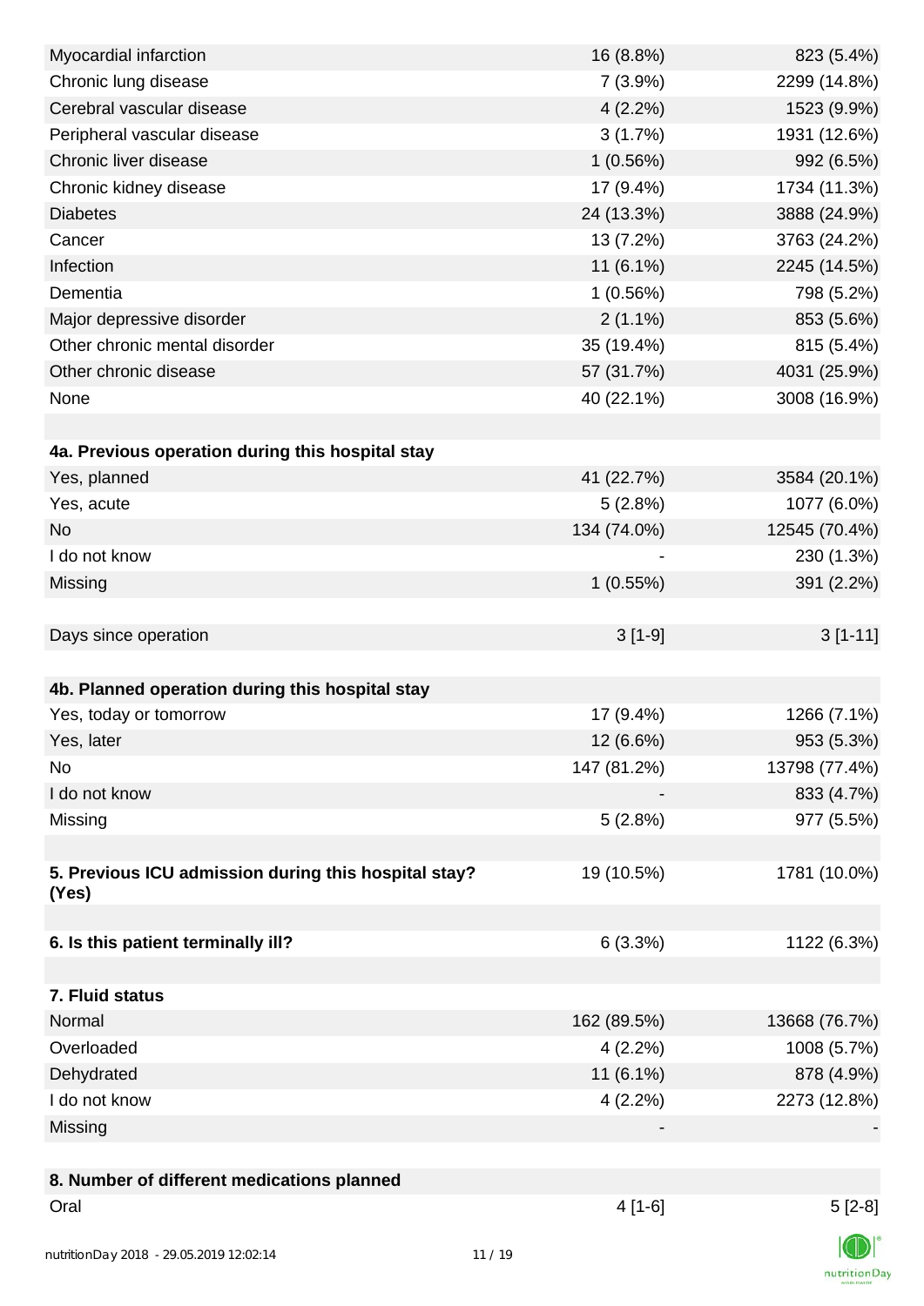| | | |
|---|---|---|
| Myocardial infarction | 16 (8.8%) | 823 (5.4%) |
| Chronic lung disease | 7 (3.9%) | 2299 (14.8%) |
| Cerebral vascular disease | 4 (2.2%) | 1523 (9.9%) |
| Peripheral vascular disease | 3 (1.7%) | 1931 (12.6%) |
| Chronic liver disease | 1 (0.56%) | 992 (6.5%) |
| Chronic kidney disease | 17 (9.4%) | 1734 (11.3%) |
| Diabetes | 24 (13.3%) | 3888 (24.9%) |
| Cancer | 13 (7.2%) | 3763 (24.2%) |
| Infection | 11 (6.1%) | 2245 (14.5%) |
| Dementia | 1 (0.56%) | 798 (5.2%) |
| Major depressive disorder | 2 (1.1%) | 853 (5.6%) |
| Other chronic mental disorder | 35 (19.4%) | 815 (5.4%) |
| Other chronic disease | 57 (31.7%) | 4031 (25.9%) |
| None | 40 (22.1%) | 3008 (16.9%) |
| | | |
| **4a. Previous operation during this hospital stay** | | |
| Yes, planned | 41 (22.7%) | 3584 (20.1%) |
| Yes, acute | 5 (2.8%) | 1077 (6.0%) |
| No | 134 (74.0%) | 12545 (70.4%) |
| I do not know | - | 230 (1.3%) |
| Missing | 1 (0.55%) | 391 (2.2%) |
| | | |
| Days since operation | 3 [1-9] | 3 [1-11] |
| | | |
| **4b. Planned operation during this hospital stay** | | |
| Yes, today or tomorrow | 17 (9.4%) | 1266 (7.1%) |
| Yes, later | 12 (6.6%) | 953 (5.3%) |
| No | 147 (81.2%) | 13798 (77.4%) |
| I do not know | - | 833 (4.7%) |
| Missing | 5 (2.8%) | 977 (5.5%) |
| | | |
| **5. Previous ICU admission during this hospital stay? (Yes)** | 19 (10.5%) | 1781 (10.0%) |
| | | |
| **6. Is this patient terminally ill?** | 6 (3.3%) | 1122 (6.3%) |
| | | |
| **7. Fluid status** | | |
| Normal | 162 (89.5%) | 13668 (76.7%) |
| Overloaded | 4 (2.2%) | 1008 (5.7%) |
| Dehydrated | 11 (6.1%) | 878 (4.9%) |
| I do not know | 4 (2.2%) | 2273 (12.8%) |
| Missing | - | - |
| | | |
| **8. Number of different medications planned** | | |
| Oral | 4 [1-6] | 5 [2-8] |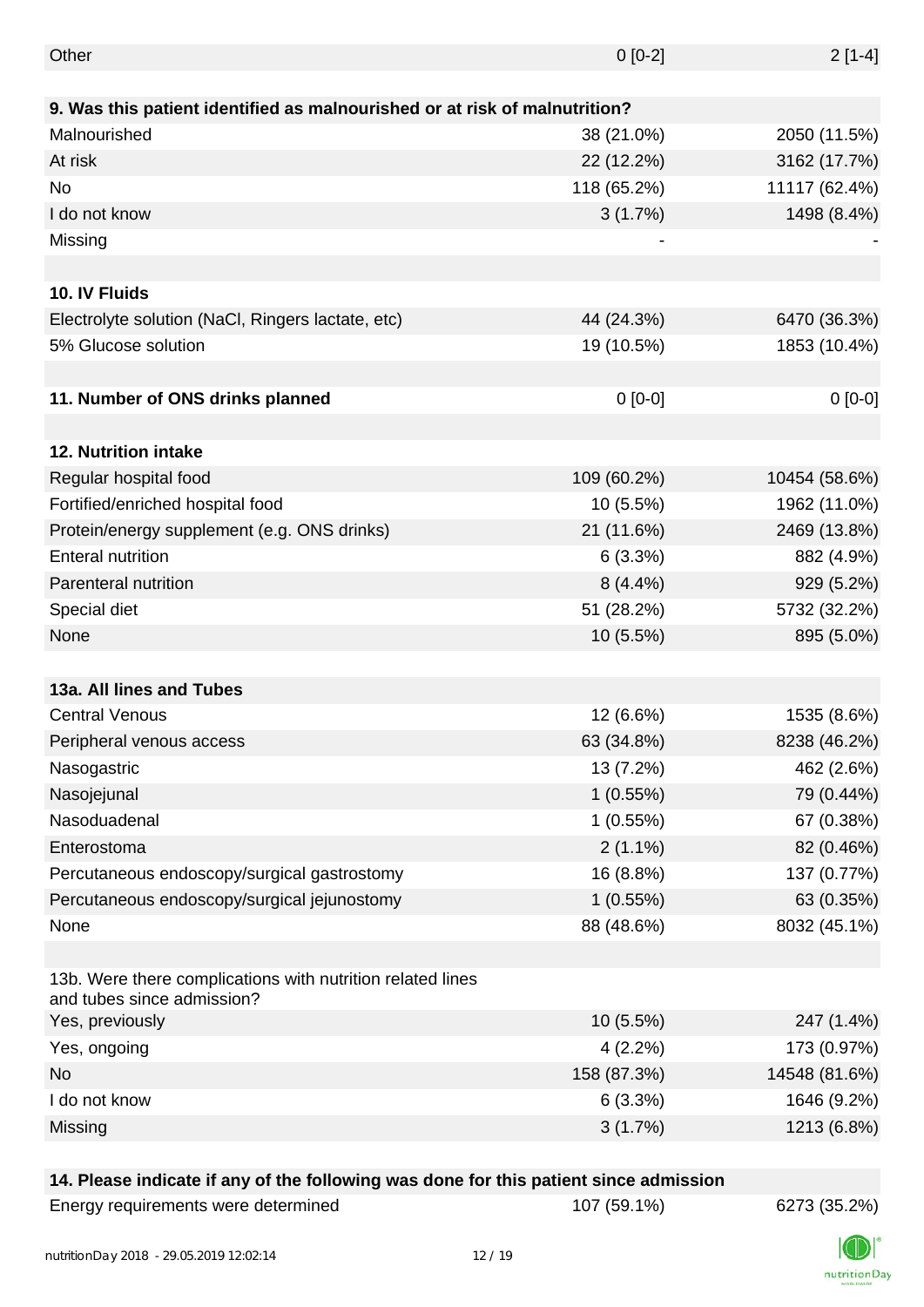| | | |
|---|---|---|
| Other | 0 [0-2] | 2 [1-4] |
| | | |
| **9. Was this patient identified as malnourished or at risk of malnutrition?** | | |
| Malnourished | 38 (21.0%) | 2050 (11.5%) |
| At risk | 22 (12.2%) | 3162 (17.7%) |
| No | 118 (65.2%) | 11117 (62.4%) |
| I do not know | 3 (1.7%) | 1498 (8.4%) |
| Missing | - | - |
| | | |
| **10. IV Fluids** | | |
| Electrolyte solution (NaCl, Ringers lactate, etc) | 44 (24.3%) | 6470 (36.3%) |
| 5% Glucose solution | 19 (10.5%) | 1853 (10.4%) |
| | | |
| **11. Number of ONS drinks planned** | 0 [0-0] | 0 [0-0] |
| | | |
| **12. Nutrition intake** | | |
| Regular hospital food | 109 (60.2%) | 10454 (58.6%) |
| Fortified/enriched hospital food | 10 (5.5%) | 1962 (11.0%) |
| Protein/energy supplement (e.g. ONS drinks) | 21 (11.6%) | 2469 (13.8%) |
| Enteral nutrition | 6 (3.3%) | 882 (4.9%) |
| Parenteral nutrition | 8 (4.4%) | 929 (5.2%) |
| Special diet | 51 (28.2%) | 5732 (32.2%) |
| None | 10 (5.5%) | 895 (5.0%) |
| | | |
| **13a. All lines and Tubes** | | |
| Central Venous | 12 (6.6%) | 1535 (8.6%) |
| Peripheral venous access | 63 (34.8%) | 8238 (46.2%) |
| Nasogastric | 13 (7.2%) | 462 (2.6%) |
| Nasojejunal | 1 (0.55%) | 79 (0.44%) |
| Nasoduadenal | 1 (0.55%) | 67 (0.38%) |
| Enterostoma | 2 (1.1%) | 82 (0.46%) |
| Percutaneous endoscopy/surgical gastrostomy | 16 (8.8%) | 137 (0.77%) |
| Percutaneous endoscopy/surgical jejunostomy | 1 (0.55%) | 63 (0.35%) |
| None | 88 (48.6%) | 8032 (45.1%) |
| | | |
| 13b. Were there complications with nutrition related lines and tubes since admission? | | |
| Yes, previously | 10 (5.5%) | 247 (1.4%) |
| Yes, ongoing | 4 (2.2%) | 173 (0.97%) |
| No | 158 (87.3%) | 14548 (81.6%) |
| I do not know | 6 (3.3%) | 1646 (9.2%) |
| Missing | 3 (1.7%) | 1213 (6.8%) |
| | | |
| **14. Please indicate if any of the following was done for this patient since admission** | | |
| Energy requirements were determined | 107 (59.1%) | 6273 (35.2%) |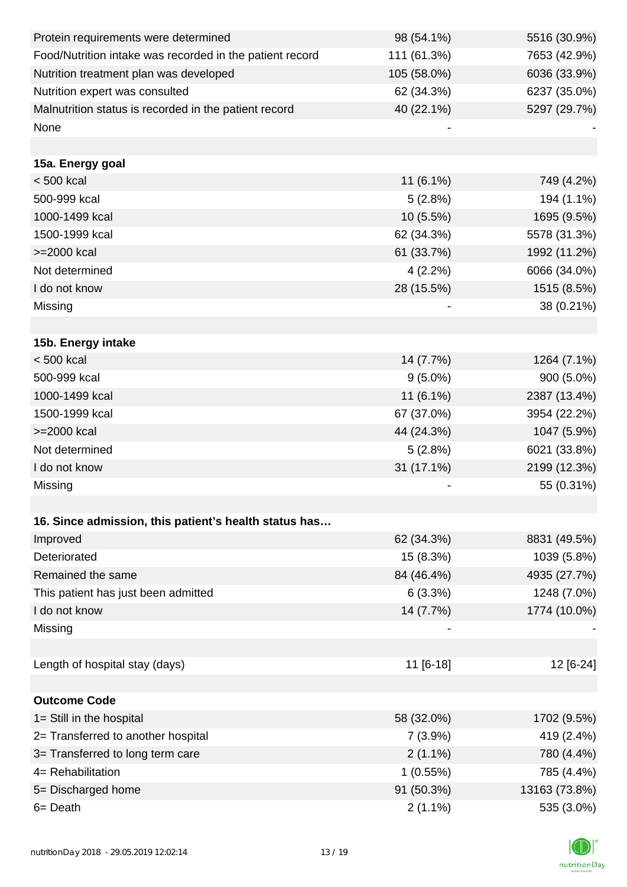| | | |
|---|---|---|
| Protein requirements were determined | 98 (54.1%) | 5516 (30.9%) |
| Food/Nutrition intake was recorded in the patient record | 111 (61.3%) | 7653 (42.9%) |
| Nutrition treatment plan was developed | 105 (58.0%) | 6036 (33.9%) |
| Nutrition expert was consulted | 62 (34.3%) | 6237 (35.0%) |
| Malnutrition status is recorded in the patient record | 40 (22.1%) | 5297 (29.7%) |
| None | - | - |
| | | |
| **15a. Energy goal** | | |
| < 500 kcal | 11 (6.1%) | 749 (4.2%) |
| 500-999 kcal | 5 (2.8%) | 194 (1.1%) |
| 1000-1499 kcal | 10 (5.5%) | 1695 (9.5%) |
| 1500-1999 kcal | 62 (34.3%) | 5578 (31.3%) |
| >=2000 kcal | 61 (33.7%) | 1992 (11.2%) |
| Not determined | 4 (2.2%) | 6066 (34.0%) |
| I do not know | 28 (15.5%) | 1515 (8.5%) |
| Missing | - | 38 (0.21%) |
| | | |
| **15b. Energy intake** | | |
| < 500 kcal | 14 (7.7%) | 1264 (7.1%) |
| 500-999 kcal | 9 (5.0%) | 900 (5.0%) |
| 1000-1499 kcal | 11 (6.1%) | 2387 (13.4%) |
| 1500-1999 kcal | 67 (37.0%) | 3954 (22.2%) |
| >=2000 kcal | 44 (24.3%) | 1047 (5.9%) |
| Not determined | 5 (2.8%) | 6021 (33.8%) |
| I do not know | 31 (17.1%) | 2199 (12.3%) |
| Missing | - | 55 (0.31%) |
| | | |
| **16. Since admission, this patient's health status has…** | | |
| Improved | 62 (34.3%) | 8831 (49.5%) |
| Deteriorated | 15 (8.3%) | 1039 (5.8%) |
| Remained the same | 84 (46.4%) | 4935 (27.7%) |
| This patient has just been admitted | 6 (3.3%) | 1248 (7.0%) |
| I do not know | 14 (7.7%) | 1774 (10.0%) |
| Missing | - | - |
| | | |
| Length of hospital stay (days) | 11 [6-18] | 12 [6-24] |
| | | |
| **Outcome Code** | | |
| 1= Still in the hospital | 58 (32.0%) | 1702 (9.5%) |
| 2= Transferred to another hospital | 7 (3.9%) | 419 (2.4%) |
| 3= Transferred to long term care | 2 (1.1%) | 780 (4.4%) |
| 4= Rehabilitation | 1 (0.55%) | 785 (4.4%) |
| 5= Discharged home | 91 (50.3%) | 13163 (73.8%) |
| 6= Death | 2 (1.1%) | 535 (3.0%) |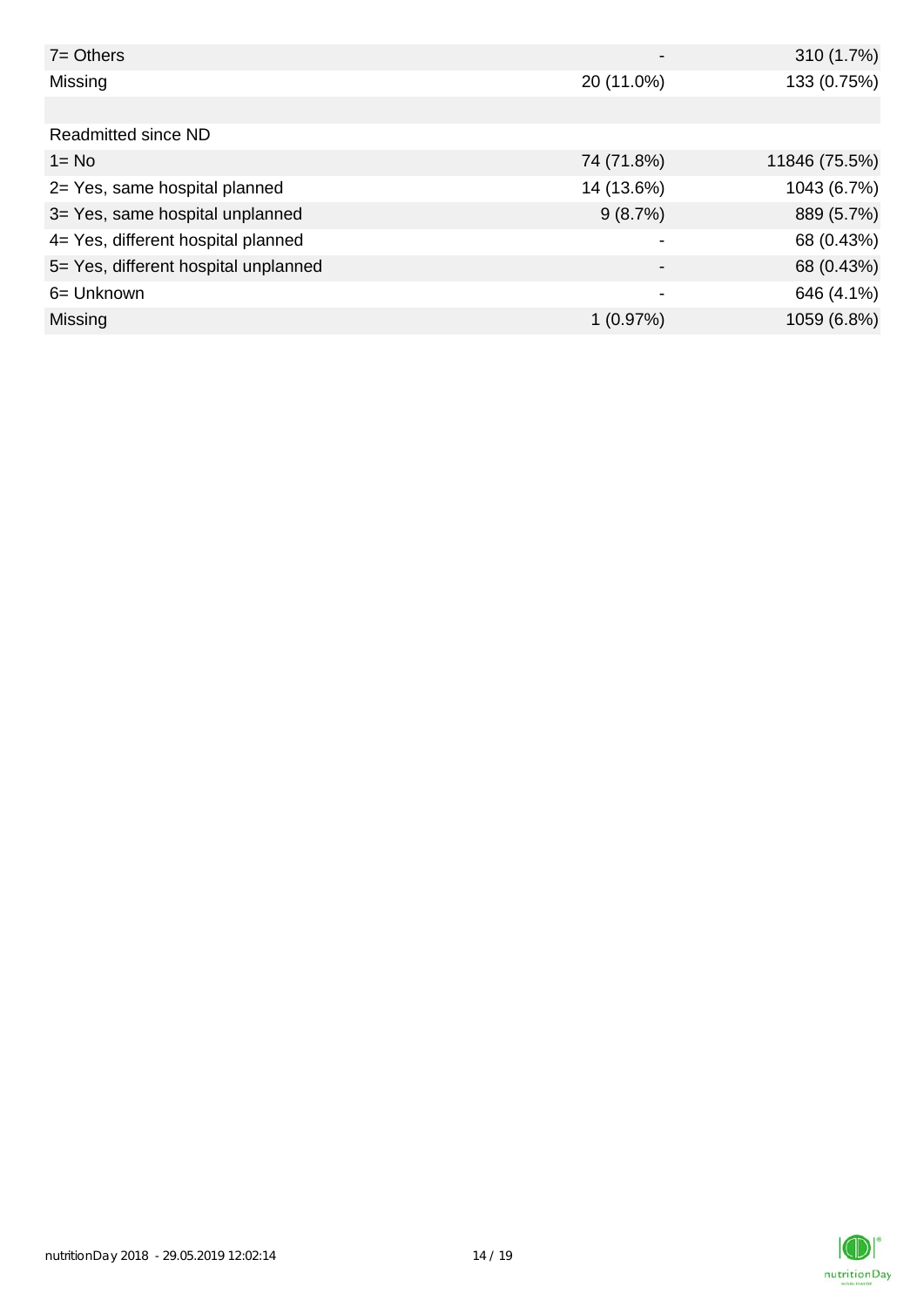| | | |
|---|---|---|
| 7= Others | - | 310 (1.7%) |
| Missing | 20 (11.0%) | 133 (0.75%) |
| | | |
| Readmitted since ND | | |
| 1= No | 74 (71.8%) | 11846 (75.5%) |
| 2= Yes, same hospital planned | 14 (13.6%) | 1043 (6.7%) |
| 3= Yes, same hospital unplanned | 9 (8.7%) | 889 (5.7%) |
| 4= Yes, different hospital planned | - | 68 (0.43%) |
| 5= Yes, different hospital unplanned | - | 68 (0.43%) |
| 6= Unknown | - | 646 (4.1%) |
| Missing | 1 (0.97%) | 1059 (6.8%) |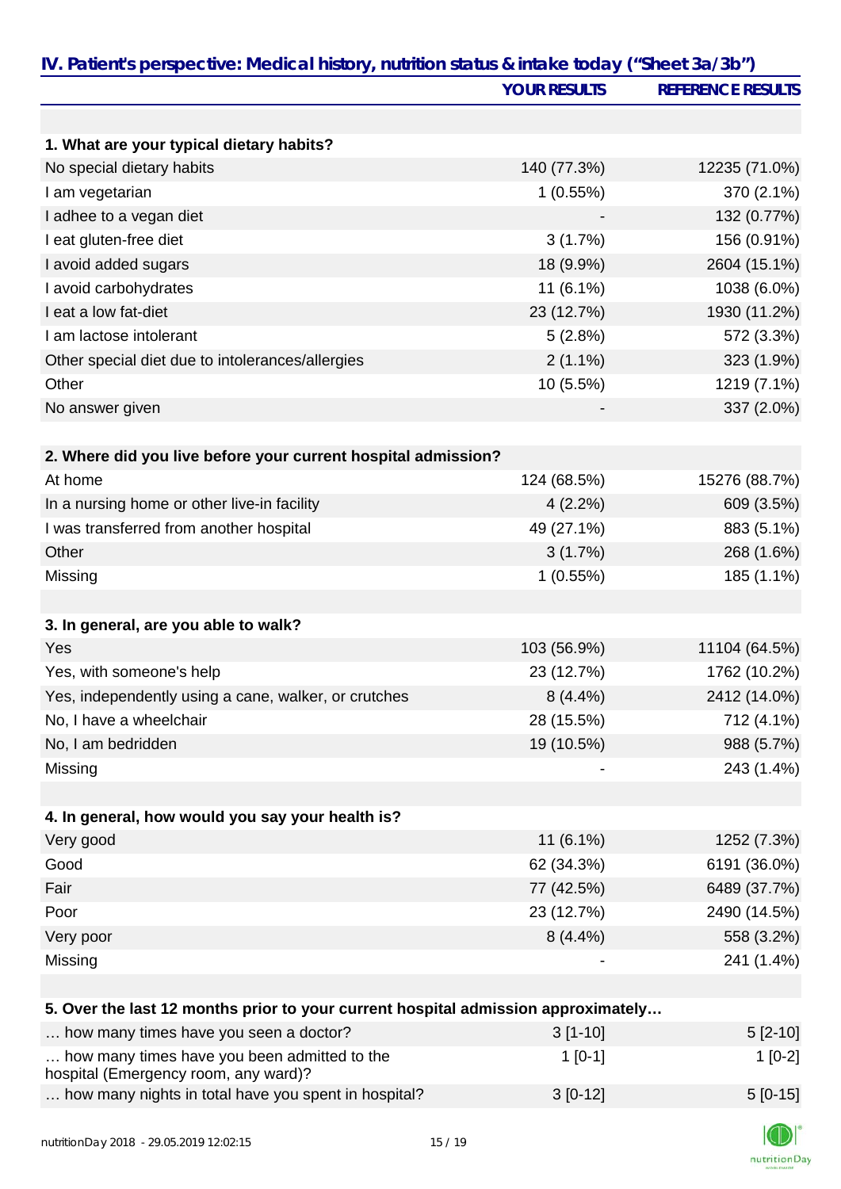## IV. Patient's perspective: Medical history, nutrition status & intake today ("Sheet 3a/3b")

| | YOUR RESULTS | REFERENCE RESULTS |
|---|---|---|
| **1. What are your typical dietary habits?** | | |
| No special dietary habits | 140 (77.3%) | 12235 (71.0%) |
| I am vegetarian | 1 (0.55%) | 370 (2.1%) |
| I adhee to a vegan diet | - | 132 (0.77%) |
| I eat gluten-free diet | 3 (1.7%) | 156 (0.91%) |
| I avoid added sugars | 18 (9.9%) | 2604 (15.1%) |
| I avoid carbohydrates | 11 (6.1%) | 1038 (6.0%) |
| I eat a low fat-diet | 23 (12.7%) | 1930 (11.2%) |
| I am lactose intolerant | 5 (2.8%) | 572 (3.3%) |
| Other special diet due to intolerances/allergies | 2 (1.1%) | 323 (1.9%) |
| Other | 10 (5.5%) | 1219 (7.1%) |
| No answer given | - | 337 (2.0%) |
| **2. Where did you live before your current hospital admission?** | | |
| At home | 124 (68.5%) | 15276 (88.7%) |
| In a nursing home or other live-in facility | 4 (2.2%) | 609 (3.5%) |
| I was transferred from another hospital | 49 (27.1%) | 883 (5.1%) |
| Other | 3 (1.7%) | 268 (1.6%) |
| Missing | 1 (0.55%) | 185 (1.1%) |
| **3. In general, are you able to walk?** | | |
| Yes | 103 (56.9%) | 11104 (64.5%) |
| Yes, with someone's help | 23 (12.7%) | 1762 (10.2%) |
| Yes, independently using a cane, walker, or crutches | 8 (4.4%) | 2412 (14.0%) |
| No, I have a wheelchair | 28 (15.5%) | 712 (4.1%) |
| No, I am bedridden | 19 (10.5%) | 988 (5.7%) |
| Missing | - | 243 (1.4%) |
| **4. In general, how would you say your health is?** | | |
| Very good | 11 (6.1%) | 1252 (7.3%) |
| Good | 62 (34.3%) | 6191 (36.0%) |
| Fair | 77 (42.5%) | 6489 (37.7%) |
| Poor | 23 (12.7%) | 2490 (14.5%) |
| Very poor | 8 (4.4%) | 558 (3.2%) |
| Missing | - | 241 (1.4%) |
| **5. Over the last 12 months prior to your current hospital admission approximately…** | | |
| … how many times have you seen a doctor? | 3 [1-10] | 5 [2-10] |
| … how many times have you been admitted to the hospital (Emergency room, any ward)? | 1 [0-1] | 1 [0-2] |
| … how many nights in total have you spent in hospital? | 3 [0-12] | 5 [0-15] |

nutritionDay 2018 - 29.05.2019 12:02:15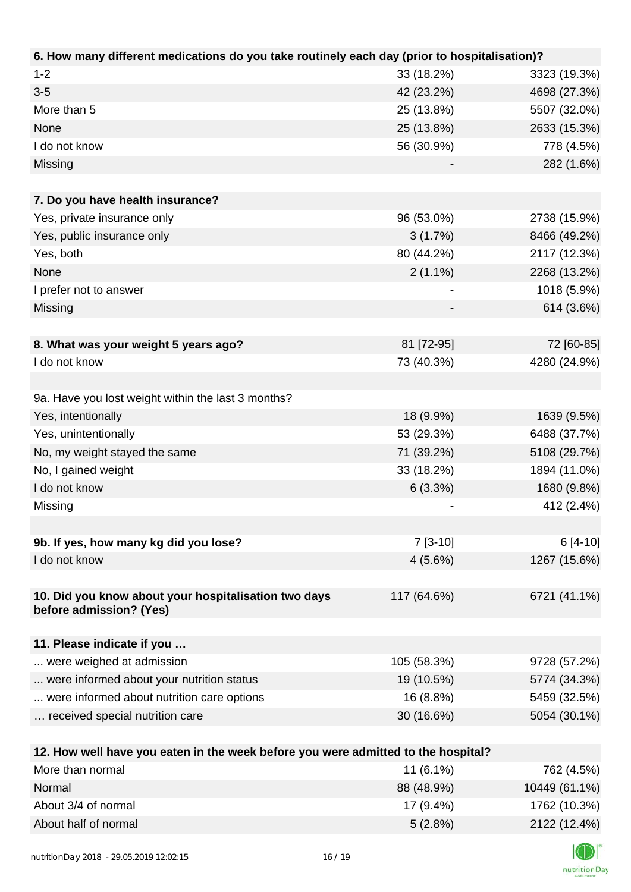| | | |
|---|---|---|
| **6. How many different medications do you take routinely each day (prior to hospitalisation)?** | | |
| 1-2 | 33 (18.2%) | 3323 (19.3%) |
| 3-5 | 42 (23.2%) | 4698 (27.3%) |
| More than 5 | 25 (13.8%) | 5507 (32.0%) |
| None | 25 (13.8%) | 2633 (15.3%) |
| I do not know | 56 (30.9%) | 778 (4.5%) |
| Missing | - | 282 (1.6%) |
| | | |
| **7. Do you have health insurance?** | | |
| Yes, private insurance only | 96 (53.0%) | 2738 (15.9%) |
| Yes, public insurance only | 3 (1.7%) | 8466 (49.2%) |
| Yes, both | 80 (44.2%) | 2117 (12.3%) |
| None | 2 (1.1%) | 2268 (13.2%) |
| I prefer not to answer | - | 1018 (5.9%) |
| Missing | - | 614 (3.6%) |
| | | |
| **8. What was your weight 5 years ago?** | 81 [72-95] | 72 [60-85] |
| I do not know | 73 (40.3%) | 4280 (24.9%) |
| | | |
| 9a. Have you lost weight within the last 3 months? | | |
| Yes, intentionally | 18 (9.9%) | 1639 (9.5%) |
| Yes, unintentionally | 53 (29.3%) | 6488 (37.7%) |
| No, my weight stayed the same | 71 (39.2%) | 5108 (29.7%) |
| No, I gained weight | 33 (18.2%) | 1894 (11.0%) |
| I do not know | 6 (3.3%) | 1680 (9.8%) |
| Missing | - | 412 (2.4%) |
| | | |
| **9b. If yes, how many kg did you lose?** | 7 [3-10] | 6 [4-10] |
| I do not know | 4 (5.6%) | 1267 (15.6%) |
| | | |
| **10. Did you know about your hospitalisation two days before admission? (Yes)** | 117 (64.6%) | 6721 (41.1%) |
| | | |
| **11. Please indicate if you …** | | |
| ... were weighed at admission | 105 (58.3%) | 9728 (57.2%) |
| ... were informed about your nutrition status | 19 (10.5%) | 5774 (34.3%) |
| ... were informed about nutrition care options | 16 (8.8%) | 5459 (32.5%) |
| … received special nutrition care | 30 (16.6%) | 5054 (30.1%) |
| | | |
| **12. How well have you eaten in the week before you were admitted to the hospital?** | | |
| More than normal | 11 (6.1%) | 762 (4.5%) |
| Normal | 88 (48.9%) | 10449 (61.1%) |
| About 3/4 of normal | 17 (9.4%) | 1762 (10.3%) |
| About half of normal | 5 (2.8%) | 2122 (12.4%) |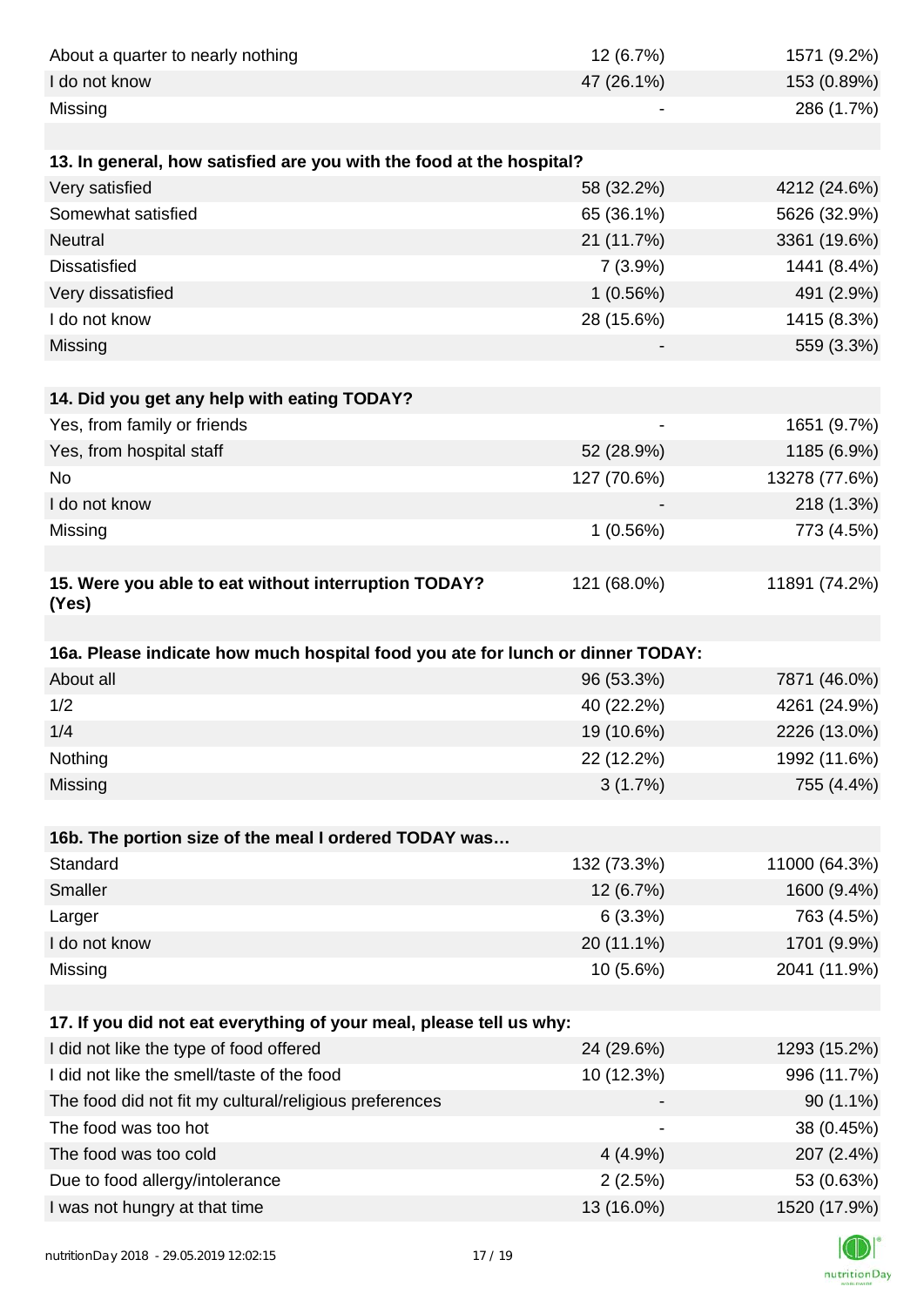| | | |
|---|---|---|
| About a quarter to nearly nothing | 12 (6.7%) | 1571 (9.2%) |
| I do not know | 47 (26.1%) | 153 (0.89%) |
| Missing | - | 286 (1.7%) |

| 13. In general, how satisfied are you with the food at the hospital? | | |
|---|---|---|
| Very satisfied | 58 (32.2%) | 4212 (24.6%) |
| Somewhat satisfied | 65 (36.1%) | 5626 (32.9%) |
| Neutral | 21 (11.7%) | 3361 (19.6%) |
| Dissatisfied | 7 (3.9%) | 1441 (8.4%) |
| Very dissatisfied | 1 (0.56%) | 491 (2.9%) |
| I do not know | 28 (15.6%) | 1415 (8.3%) |
| Missing | - | 559 (3.3%) |

| 14. Did you get any help with eating TODAY? | | |
|---|---|---|
| Yes, from family or friends | - | 1651 (9.7%) |
| Yes, from hospital staff | 52 (28.9%) | 1185 (6.9%) |
| No | 127 (70.6%) | 13278 (77.6%) |
| I do not know | - | 218 (1.3%) |
| Missing | 1 (0.56%) | 773 (4.5%) |

| | | |
|---|---|---|
| 15. Were you able to eat without interruption TODAY? (Yes) | 121 (68.0%) | 11891 (74.2%) |

| 16a. Please indicate how much hospital food you ate for lunch or dinner TODAY: | | |
|---|---|---|
| About all | 96 (53.3%) | 7871 (46.0%) |
| 1/2 | 40 (22.2%) | 4261 (24.9%) |
| 1/4 | 19 (10.6%) | 2226 (13.0%) |
| Nothing | 22 (12.2%) | 1992 (11.6%) |
| Missing | 3 (1.7%) | 755 (4.4%) |

| 16b. The portion size of the meal I ordered TODAY was… | | |
|---|---|---|
| Standard | 132 (73.3%) | 11000 (64.3%) |
| Smaller | 12 (6.7%) | 1600 (9.4%) |
| Larger | 6 (3.3%) | 763 (4.5%) |
| I do not know | 20 (11.1%) | 1701 (9.9%) |
| Missing | 10 (5.6%) | 2041 (11.9%) |

| 17. If you did not eat everything of your meal, please tell us why: | | |
|---|---|---|
| I did not like the type of food offered | 24 (29.6%) | 1293 (15.2%) |
| I did not like the smell/taste of the food | 10 (12.3%) | 996 (11.7%) |
| The food did not fit my cultural/religious preferences | - | 90 (1.1%) |
| The food was too hot | - | 38 (0.45%) |
| The food was too cold | 4 (4.9%) | 207 (2.4%) |
| Due to food allergy/intolerance | 2 (2.5%) | 53 (0.63%) |
| I was not hungry at that time | 13 (16.0%) | 1520 (17.9%) |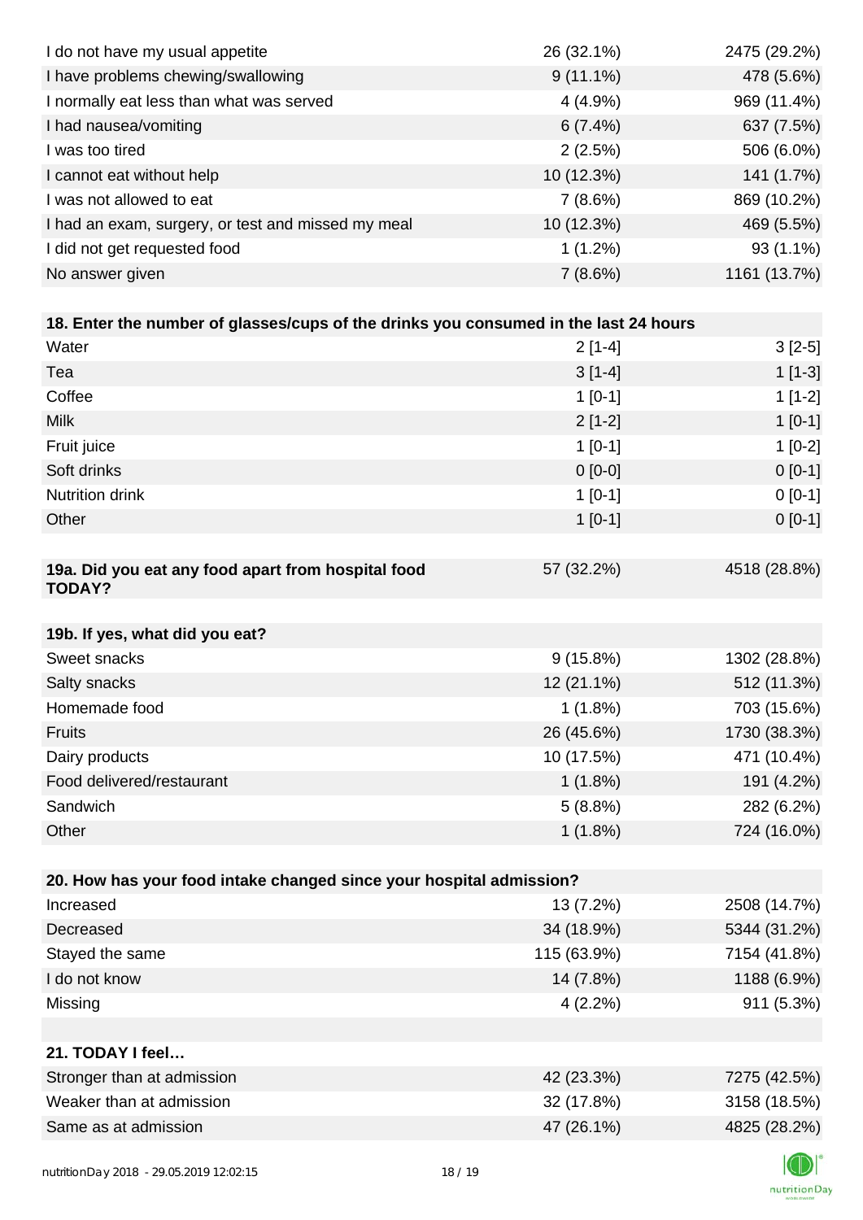| | | |
|---|---|---|
| I do not have my usual appetite | 26 (32.1%) | 2475 (29.2%) |
| I have problems chewing/swallowing | 9 (11.1%) | 478 (5.6%) |
| I normally eat less than what was served | 4 (4.9%) | 969 (11.4%) |
| I had nausea/vomiting | 6 (7.4%) | 637 (7.5%) |
| I was too tired | 2 (2.5%) | 506 (6.0%) |
| I cannot eat without help | 10 (12.3%) | 141 (1.7%) |
| I was not allowed to eat | 7 (8.6%) | 869 (10.2%) |
| I had an exam, surgery, or test and missed my meal | 10 (12.3%) | 469 (5.5%) |
| I did not get requested food | 1 (1.2%) | 93 (1.1%) |
| No answer given | 7 (8.6%) | 1161 (13.7%) |

| **18. Enter the number of glasses/cups of the drinks you consumed in the last 24 hours** | | |
|---|---|---|
| Water | 2 [1-4] | 3 [2-5] |
| Tea | 3 [1-4] | 1 [1-3] |
| Coffee | 1 [0-1] | 1 [1-2] |
| Milk | 2 [1-2] | 1 [0-1] |
| Fruit juice | 1 [0-1] | 1 [0-2] |
| Soft drinks | 0 [0-0] | 0 [0-1] |
| Nutrition drink | 1 [0-1] | 0 [0-1] |
| Other | 1 [0-1] | 0 [0-1] |

| | | |
|---|---|---|
| **19a. Did you eat any food apart from hospital food TODAY?** | 57 (32.2%) | 4518 (28.8%) |

| **19b. If yes, what did you eat?** | | |
|---|---|---|
| Sweet snacks | 9 (15.8%) | 1302 (28.8%) |
| Salty snacks | 12 (21.1%) | 512 (11.3%) |
| Homemade food | 1 (1.8%) | 703 (15.6%) |
| Fruits | 26 (45.6%) | 1730 (38.3%) |
| Dairy products | 10 (17.5%) | 471 (10.4%) |
| Food delivered/restaurant | 1 (1.8%) | 191 (4.2%) |
| Sandwich | 5 (8.8%) | 282 (6.2%) |
| Other | 1 (1.8%) | 724 (16.0%) |

| **20. How has your food intake changed since your hospital admission?** | | |
|---|---|---|
| Increased | 13 (7.2%) | 2508 (14.7%) |
| Decreased | 34 (18.9%) | 5344 (31.2%) |
| Stayed the same | 115 (63.9%) | 7154 (41.8%) |
| I do not know | 14 (7.8%) | 1188 (6.9%) |
| Missing | 4 (2.2%) | 911 (5.3%) |

| **21. TODAY I feel…** | | |
|---|---|---|
| Stronger than at admission | 42 (23.3%) | 7275 (42.5%) |
| Weaker than at admission | 32 (17.8%) | 3158 (18.5%) |
| Same as at admission | 47 (26.1%) | 4825 (28.2%) |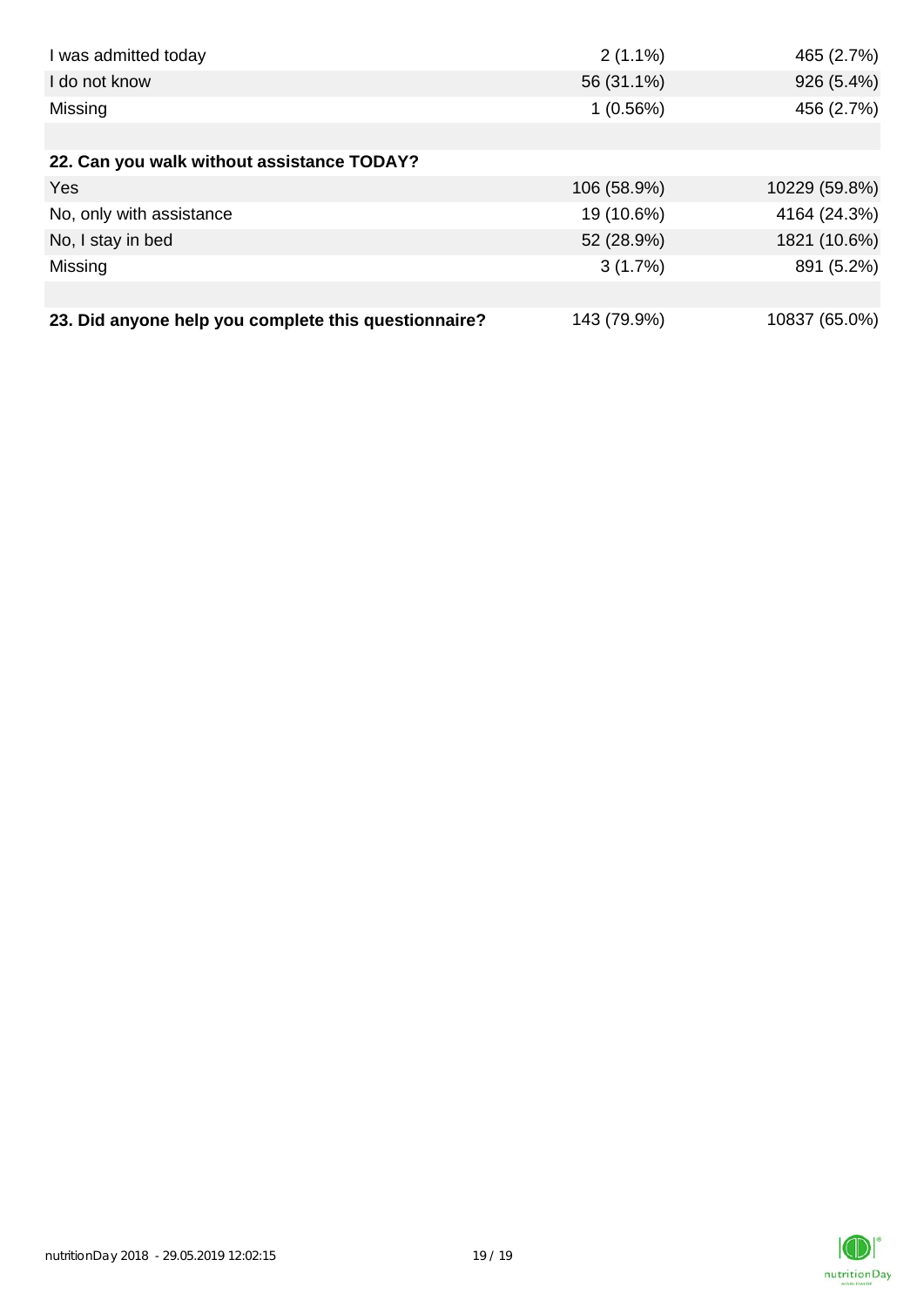| | | |
|---|---|---|
| I was admitted today | 2 (1.1%) | 465 (2.7%) |
| I do not know | 56 (31.1%) | 926 (5.4%) |
| Missing | 1 (0.56%) | 456 (2.7%) |
| | | |
| **22. Can you walk without assistance TODAY?** | | |
| Yes | 106 (58.9%) | 10229 (59.8%) |
| No, only with assistance | 19 (10.6%) | 4164 (24.3%) |
| No, I stay in bed | 52 (28.9%) | 1821 (10.6%) |
| Missing | 3 (1.7%) | 891 (5.2%) |
| | | |
| **23. Did anyone help you complete this questionnaire?** | 143 (79.9%) | 10837 (65.0%) |